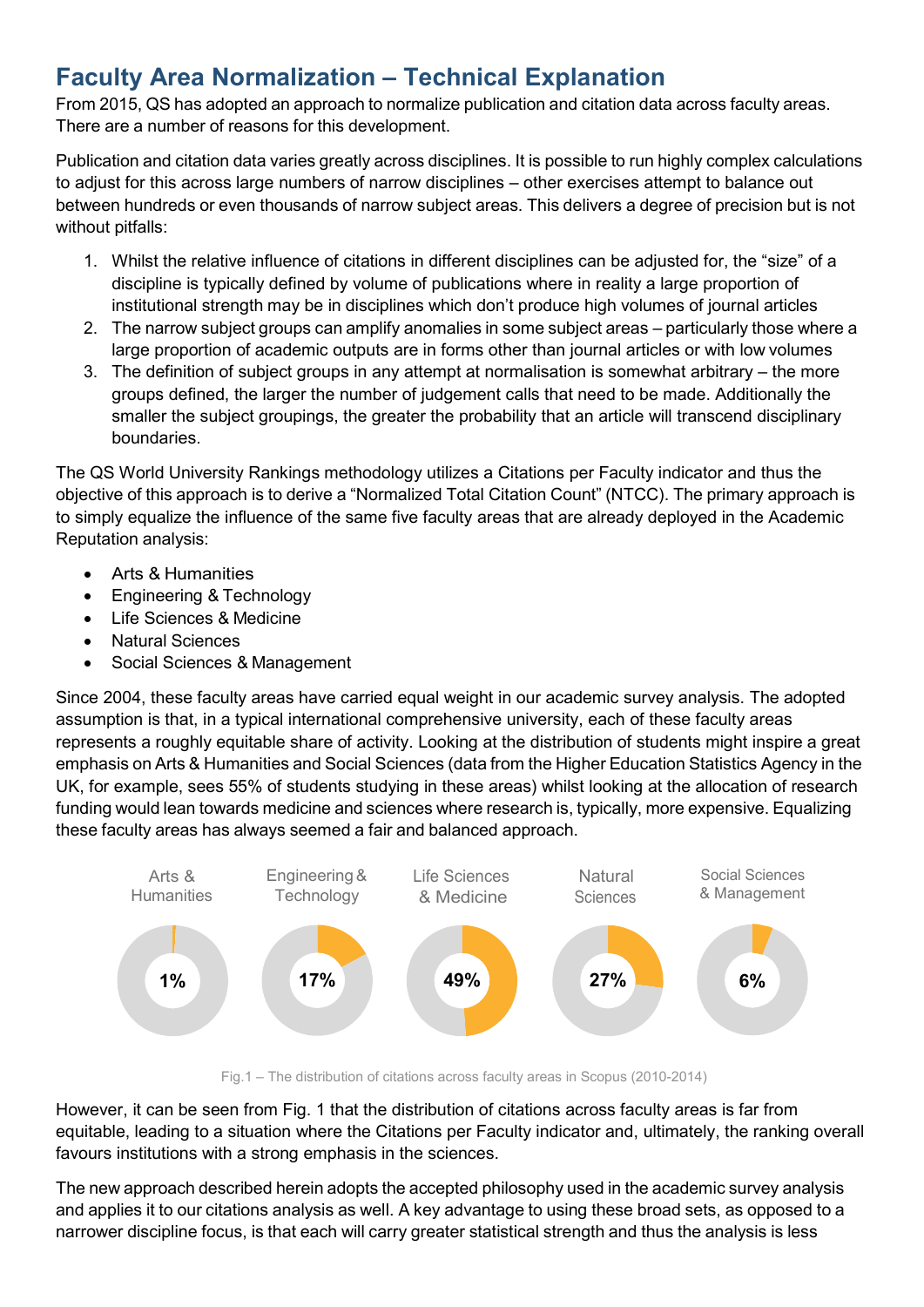# Faculty Area Normalization – Technical Explanation

From 2015, QS has adopted an approach to normalize publication and citation data across faculty areas. There are a number of reasons for this development.

Publication and citation data varies greatly across disciplines. It is possible to run highly complex calculations to adjust for this across large numbers of narrow disciplines – other exercises attempt to balance out between hundreds or even thousands of narrow subject areas. This delivers a degree of precision but is not without pitfalls:

1. Whilst the relative influence of citations in different disciplines can be adjusted for, the "size" of a discipline is typically defined by volume of publications where in reality a large proportion of institutional strength may be in disciplines which don't produce high volumes of journal articles
2. The narrow subject groups can amplify anomalies in some subject areas – particularly those where a large proportion of academic outputs are in forms other than journal articles or with low volumes
3. The definition of subject groups in any attempt at normalisation is somewhat arbitrary – the more groups defined, the larger the number of judgement calls that need to be made. Additionally the smaller the subject groupings, the greater the probability that an article will transcend disciplinary boundaries.

The QS World University Rankings methodology utilizes a Citations per Faculty indicator and thus the objective of this approach is to derive a "Normalized Total Citation Count" (NTCC). The primary approach is to simply equalize the influence of the same five faculty areas that are already deployed in the Academic Reputation analysis:

- Arts & Humanities
- Engineering & Technology
- Life Sciences & Medicine
- Natural Sciences
- Social Sciences & Management

Since 2004, these faculty areas have carried equal weight in our academic survey analysis. The adopted assumption is that, in a typical international comprehensive university, each of these faculty areas represents a roughly equitable share of activity. Looking at the distribution of students might inspire a great emphasis on Arts & Humanities and Social Sciences (data from the Higher Education Statistics Agency in the UK, for example, sees 55% of students studying in these areas) whilst looking at the allocation of research funding would lean towards medicine and sciences where research is, typically, more expensive. Equalizing these faculty areas has always seemed a fair and balanced approach.

| Arts & Humanities | Engineering & Technology | Life Sciences & Medicine | Natural Sciences | Social Sciences & Management |
|---|---|---|---|---|
| 1% | 17% | 49% | 27% | 6% |

Fig.1 – The distribution of citations across faculty areas in Scopus (2010-2014)

However, it can be seen from Fig. 1 that the distribution of citations across faculty areas is far from equitable, leading to a situation where the Citations per Faculty indicator and, ultimately, the ranking overall favours institutions with a strong emphasis in the sciences.

The new approach described herein adopts the accepted philosophy used in the academic survey analysis and applies it to our citations analysis as well. A key advantage to using these broad sets, as opposed to a narrower discipline focus, is that each will carry greater statistical strength and thus the analysis is less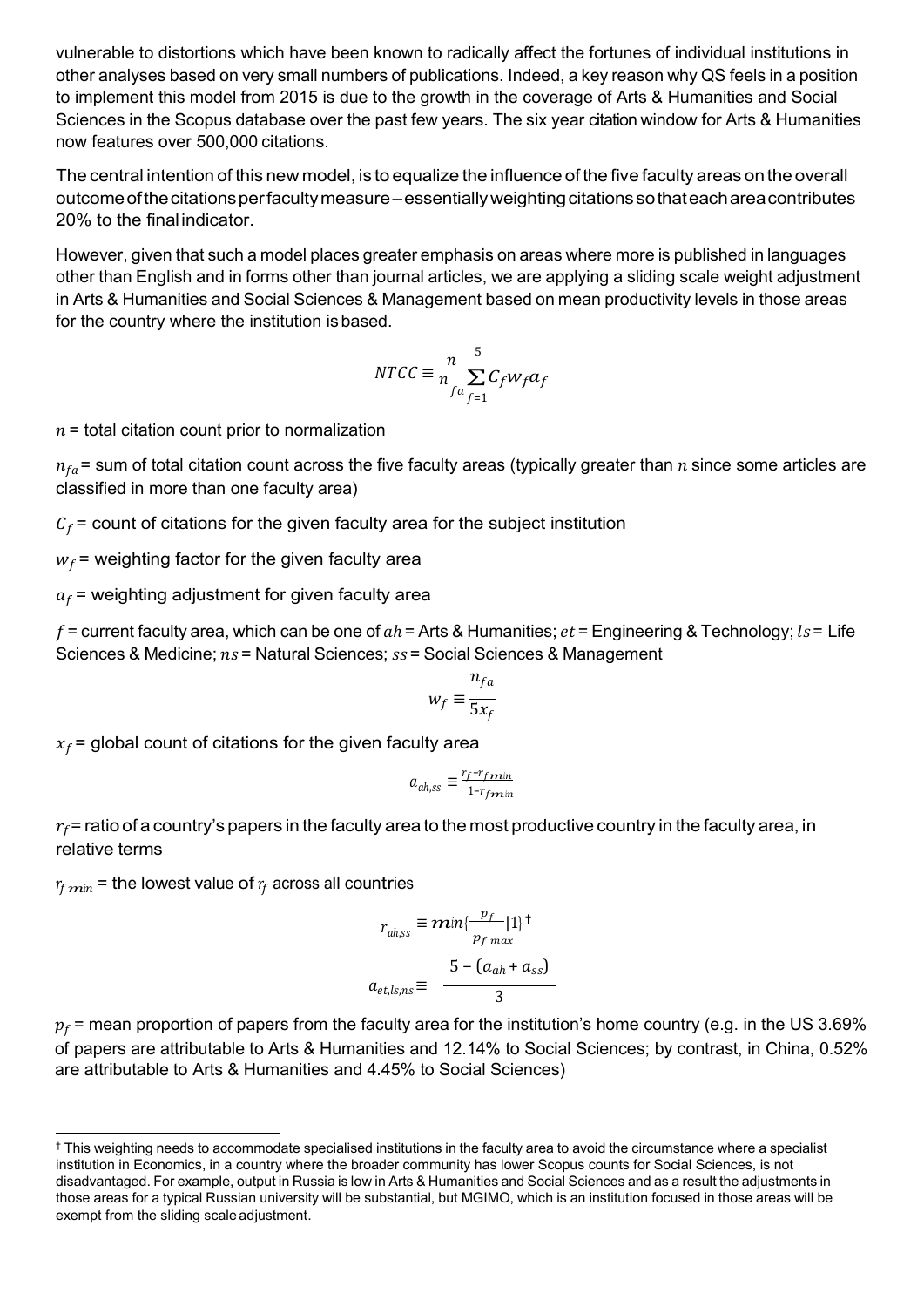vulnerable to distortions which have been known to radically affect the fortunes of individual institutions in other analyses based on very small numbers of publications. Indeed, a key reason why QS feels in a position to implement this model from 2015 is due to the growth in the coverage of Arts & Humanities and Social Sciences in the Scopus database over the past few years. The six year citation window for Arts & Humanities now features over 500,000 citations.

The central intention of this new model, is to equalize the influence of the five faculty areas on the overall outcome of the citations per faculty measure – essentially weighting citations so that each area contributes 20% to the final indicator.

However, given that such a model places greater emphasis on areas where more is published in languages other than English and in forms other than journal articles, we are applying a sliding scale weight adjustment in Arts & Humanities and Social Sciences & Management based on mean productivity levels in those areas for the country where the institution is based.

$$NTCC \equiv \frac{n}{n_{fa}} \sum_{f=1}^{5} C_f w_f a_f$$

$n$ = total citation count prior to normalization

$n_{fa}$ = sum of total citation count across the five faculty areas (typically greater than $n$ since some articles are classified in more than one faculty area)

$C_f$ = count of citations for the given faculty area for the subject institution

$w_f$ = weighting factor for the given faculty area

$a_f$ = weighting adjustment for given faculty area

$f$ = current faculty area, which can be one of $ah$ = Arts & Humanities; $et$ = Engineering & Technology; $ls$ = Life Sciences & Medicine; $ns$ = Natural Sciences; $ss$ = Social Sciences & Management

$$w_f \equiv \frac{n_{fa}}{5x_f}$$

$x_f$ = global count of citations for the given faculty area

$$a_{ah,ss} \equiv \frac{r_f - r_{f\,min}}{1 - r_{f\,min}}$$

$r_f$ = ratio of a country's papers in the faculty area to the most productive country in the faculty area, in relative terms

$r_{f\,min}$ = the lowest value of $r_f$ across all countries

$$r_{ah,ss} \equiv min\{\frac{p_f}{p_{f\,max}}|1\}^{\dagger}$$

$$a_{et,ls,ns} \equiv \frac{5 - (a_{ah} + a_{ss})}{3}$$

$p_f$ = mean proportion of papers from the faculty area for the institution's home country (e.g. in the US 3.69% of papers are attributable to Arts & Humanities and 12.14% to Social Sciences; by contrast, in China, 0.52% are attributable to Arts & Humanities and 4.45% to Social Sciences)

† This weighting needs to accommodate specialised institutions in the faculty area to avoid the circumstance where a specialist institution in Economics, in a country where the broader community has lower Scopus counts for Social Sciences, is not disadvantaged. For example, output in Russia is low in Arts & Humanities and Social Sciences and as a result the adjustments in those areas for a typical Russian university will be substantial, but MGIMO, which is an institution focused in those areas will be exempt from the sliding scale adjustment.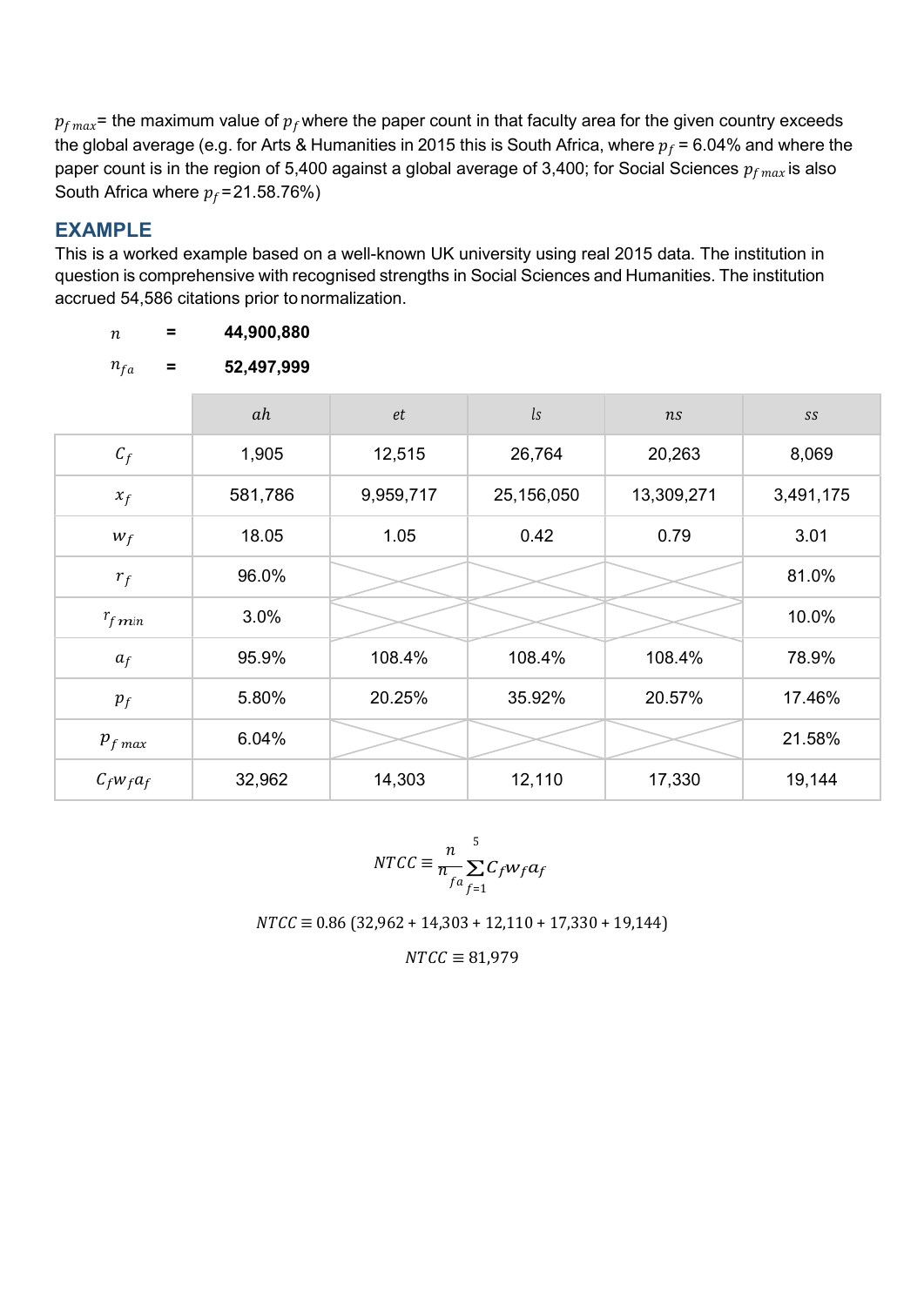$p_{f\,max}$= the maximum value of $p_f$ where the paper count in that faculty area for the given country exceeds the global average (e.g. for Arts & Humanities in 2015 this is South Africa, where $p_f$ = 6.04% and where the paper count is in the region of 5,400 against a global average of 3,400; for Social Sciences $p_{f\,max}$ is also South Africa where $p_f$ =21.58.76%)

## EXAMPLE

This is a worked example based on a well-known UK university using real 2015 data. The institution in question is comprehensive with recognised strengths in Social Sciences and Humanities. The institution accrued 54,586 citations prior to normalization.

$n$ = **44,900,880**

$n_{fa}$ = **52,497,999**

| | $ah$ | $et$ | $ls$ | $ns$ | $ss$ |
|---|---|---|---|---|---|
| $C_f$ | 1,905 | 12,515 | 26,764 | 20,263 | 8,069 |
| $x_f$ | 581,786 | 9,959,717 | 25,156,050 | 13,309,271 | 3,491,175 |
| $w_f$ | 18.05 | 1.05 | 0.42 | 0.79 | 3.01 |
| $r_f$ | 96.0% | | | | 81.0% |
| $r_{f\,min}$ | 3.0% | | | | 10.0% |
| $a_f$ | 95.9% | 108.4% | 108.4% | 108.4% | 78.9% |
| $p_f$ | 5.80% | 20.25% | 35.92% | 20.57% | 17.46% |
| $p_{f\,max}$ | 6.04% | | | | 21.58% |
| $C_f w_f a_f$ | 32,962 | 14,303 | 12,110 | 17,330 | 19,144 |

$$NTCC \equiv \frac{n}{n_{fa}} \sum_{f=1}^{5} C_f w_f a_f$$

$$NTCC \equiv 0.86\;(32{,}962 + 14{,}303 + 12{,}110 + 17{,}330 + 19{,}144)$$

$$NTCC \equiv 81{,}979$$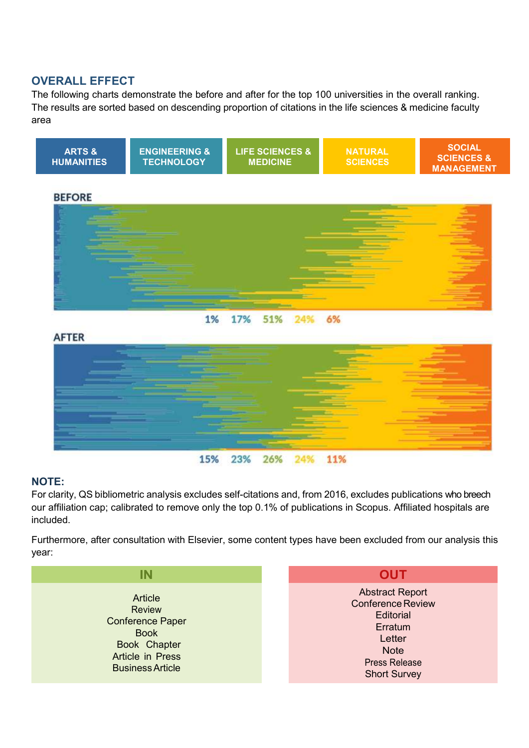## OVERALL EFFECT

The following charts demonstrate the before and after for the top 100 universities in the overall ranking. The results are sorted based on descending proportion of citations in the life sciences & medicine faculty area

ARTS & HUMANITIES
ENGINEERING & TECHNOLOGY
LIFE SCIENCES & MEDICINE
NATURAL SCIENCES
SOCIAL SCIENCES & MANAGEMENT

BEFORE

1% 17% 51% 24% 6%

AFTER

15% 23% 26% 24% 11%

**NOTE:**

For clarity, QS bibliometric analysis excludes self-citations and, from 2016, excludes publications who breech our affiliation cap; calibrated to remove only the top 0.1% of publications in Scopus. Affiliated hospitals are included.

Furthermore, after consultation with Elsevier, some content types have been excluded from our analysis this year:

| IN | OUT |
|---|---|
| Article | Abstract Report |
| Review | Conference Review |
| Conference Paper | Editorial |
| Book | Erratum |
| Book Chapter | Letter |
| Article in Press | Note |
| Business Article | Press Release |
| | Short Survey |